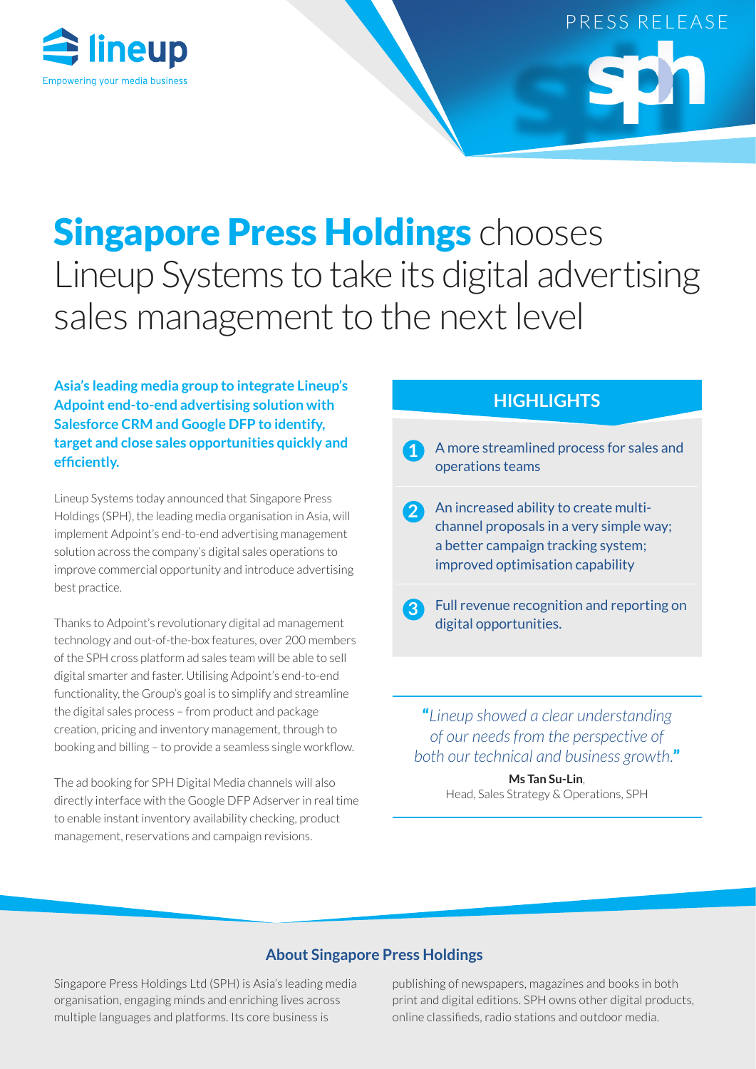PRESS RELEASE

# Singapore Press Holdings chooses Lineup Systems to take its digital advertising sales management to the next level

**Asia's leading media group to integrate Lineup's Adpoint end-to-end advertising solution with Salesforce CRM and Google DFP to identify, target and close sales opportunities quickly and efficiently.**

Lineup Systems today announced that Singapore Press Holdings (SPH), the leading media organisation in Asia, will implement Adpoint's end-to-end advertising management solution across the company's digital sales operations to improve commercial opportunity and introduce advertising best practice.

Thanks to Adpoint's revolutionary digital ad management technology and out-of-the-box features, over 200 members of the SPH cross platform ad sales team will be able to sell digital smarter and faster. Utilising Adpoint's end-to-end functionality, the Group's goal is to simplify and streamline the digital sales process – from product and package creation, pricing and inventory management, through to booking and billing – to provide a seamless single workflow.

The ad booking for SPH Digital Media channels will also directly interface with the Google DFP Adserver in real time to enable instant inventory availability checking, product management, reservations and campaign revisions.

## HIGHLIGHTS

1. A more streamlined process for sales and operations teams
2. An increased ability to create multi-channel proposals in a very simple way; a better campaign tracking system; improved optimisation capability
3. Full revenue recognition and reporting on digital opportunities.

> *"Lineup showed a clear understanding of our needs from the perspective of both our technical and business growth."*
>
> **Ms Tan Su-Lin**, Head, Sales Strategy & Operations, SPH

## About Singapore Press Holdings

Singapore Press Holdings Ltd (SPH) is Asia's leading media organisation, engaging minds and enriching lives across multiple languages and platforms. Its core business is publishing of newspapers, magazines and books in both print and digital editions. SPH owns other digital products, online classifieds, radio stations and outdoor media.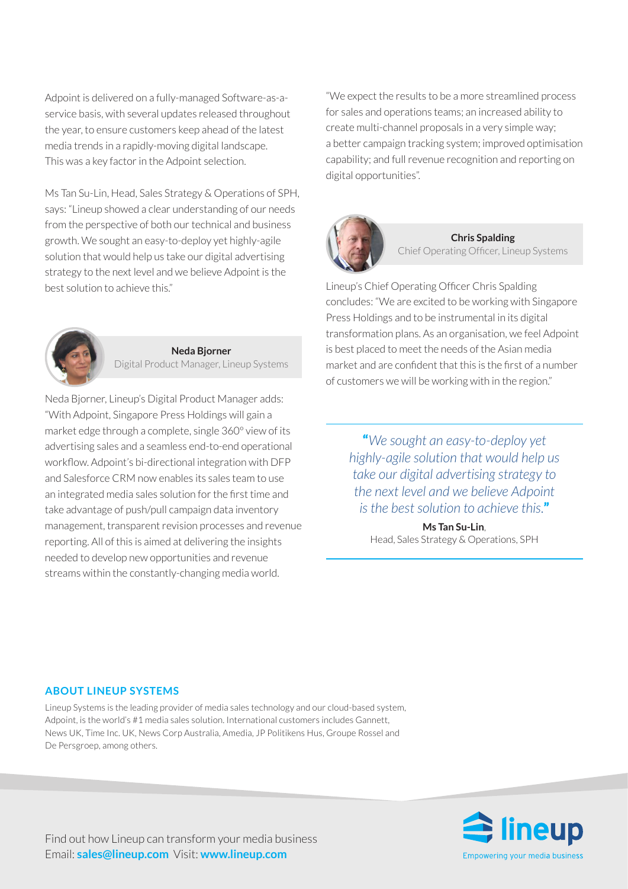Adpoint is delivered on a fully-managed Software-as-a-service basis, with several updates released throughout the year, to ensure customers keep ahead of the latest media trends in a rapidly-moving digital landscape. This was a key factor in the Adpoint selection.

Ms Tan Su-Lin, Head, Sales Strategy & Operations of SPH, says: "Lineup showed a clear understanding of our needs from the perspective of both our technical and business growth. We sought an easy-to-deploy yet highly-agile solution that would help us take our digital advertising strategy to the next level and we believe Adpoint is the best solution to achieve this."

**Neda Bjorner**
Digital Product Manager, Lineup Systems

Neda Bjorner, Lineup's Digital Product Manager adds: "With Adpoint, Singapore Press Holdings will gain a market edge through a complete, single 360° view of its advertising sales and a seamless end-to-end operational workflow. Adpoint's bi-directional integration with DFP and Salesforce CRM now enables its sales team to use an integrated media sales solution for the first time and take advantage of push/pull campaign data inventory management, transparent revision processes and revenue reporting. All of this is aimed at delivering the insights needed to develop new opportunities and revenue streams within the constantly-changing media world.

"We expect the results to be a more streamlined process for sales and operations teams; an increased ability to create multi-channel proposals in a very simple way; a better campaign tracking system; improved optimisation capability; and full revenue recognition and reporting on digital opportunities".

**Chris Spalding**
Chief Operating Officer, Lineup Systems

Lineup's Chief Operating Officer Chris Spalding concludes: "We are excited to be working with Singapore Press Holdings and to be instrumental in its digital transformation plans. As an organisation, we feel Adpoint is best placed to meet the needs of the Asian media market and are confident that this is the first of a number of customers we will be working with in the region."

> *"We sought an easy-to-deploy yet highly-agile solution that would help us take our digital advertising strategy to the next level and we believe Adpoint is the best solution to achieve this."*
>
> **Ms Tan Su-Lin**,
> Head, Sales Strategy & Operations, SPH

## ABOUT LINEUP SYSTEMS

Lineup Systems is the leading provider of media sales technology and our cloud-based system, Adpoint, is the world's #1 media sales solution. International customers includes Gannett, News UK, Time Inc. UK, News Corp Australia, Amedia, JP Politikens Hus, Groupe Rossel and De Persgroep, among others.

Find out how Lineup can transform your media business
Email: **sales@lineup.com** Visit: **www.lineup.com**

lineup
Empowering your media business